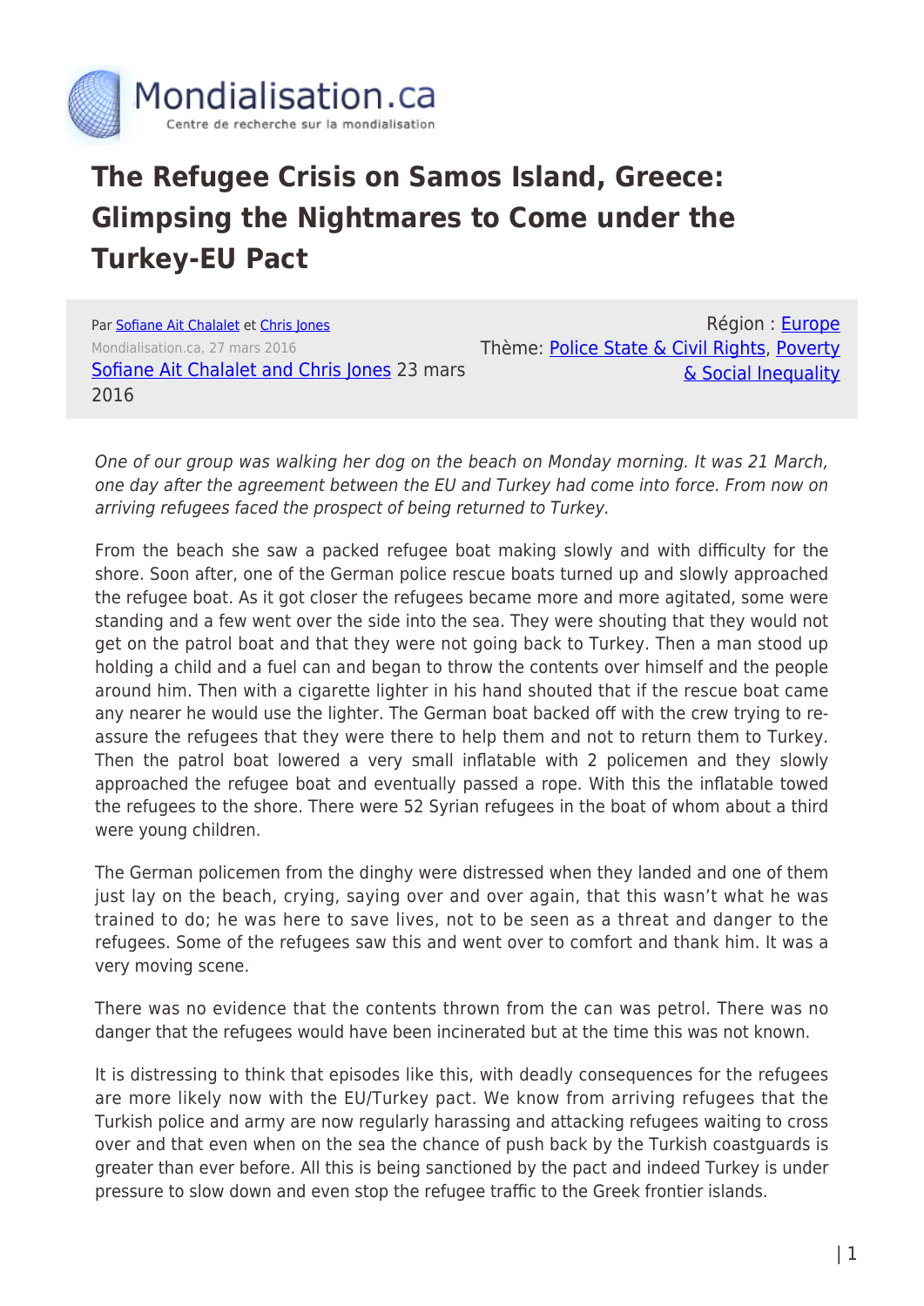# The Refugee Crisis on Samos Island, Greece: Glimpsing the Nightmares to Come under the Turkey-EU Pact

Par Sofiane Ait Chalalet et Chris Jones
Mondialisation.ca, 27 mars 2016
Sofiane Ait Chalalet and Chris Jones 23 mars 2016

Région : Europe
Thème: Police State & Civil Rights, Poverty & Social Inequality

*One of our group was walking her dog on the beach on Monday morning. It was 21 March, one day after the agreement between the EU and Turkey had come into force. From now on arriving refugees faced the prospect of being returned to Turkey.*

From the beach she saw a packed refugee boat making slowly and with difficulty for the shore. Soon after, one of the German police rescue boats turned up and slowly approached the refugee boat. As it got closer the refugees became more and more agitated, some were standing and a few went over the side into the sea. They were shouting that they would not get on the patrol boat and that they were not going back to Turkey. Then a man stood up holding a child and a fuel can and began to throw the contents over himself and the people around him. Then with a cigarette lighter in his hand shouted that if the rescue boat came any nearer he would use the lighter. The German boat backed off with the crew trying to re-assure the refugees that they were there to help them and not to return them to Turkey. Then the patrol boat lowered a very small inflatable with 2 policemen and they slowly approached the refugee boat and eventually passed a rope. With this the inflatable towed the refugees to the shore. There were 52 Syrian refugees in the boat of whom about a third were young children.

The German policemen from the dinghy were distressed when they landed and one of them just lay on the beach, crying, saying over and over again, that this wasn't what he was trained to do; he was here to save lives, not to be seen as a threat and danger to the refugees. Some of the refugees saw this and went over to comfort and thank him. It was a very moving scene.

There was no evidence that the contents thrown from the can was petrol. There was no danger that the refugees would have been incinerated but at the time this was not known.

It is distressing to think that episodes like this, with deadly consequences for the refugees are more likely now with the EU/Turkey pact. We know from arriving refugees that the Turkish police and army are now regularly harassing and attacking refugees waiting to cross over and that even when on the sea the chance of push back by the Turkish coastguards is greater than ever before. All this is being sanctioned by the pact and indeed Turkey is under pressure to slow down and even stop the refugee traffic to the Greek frontier islands.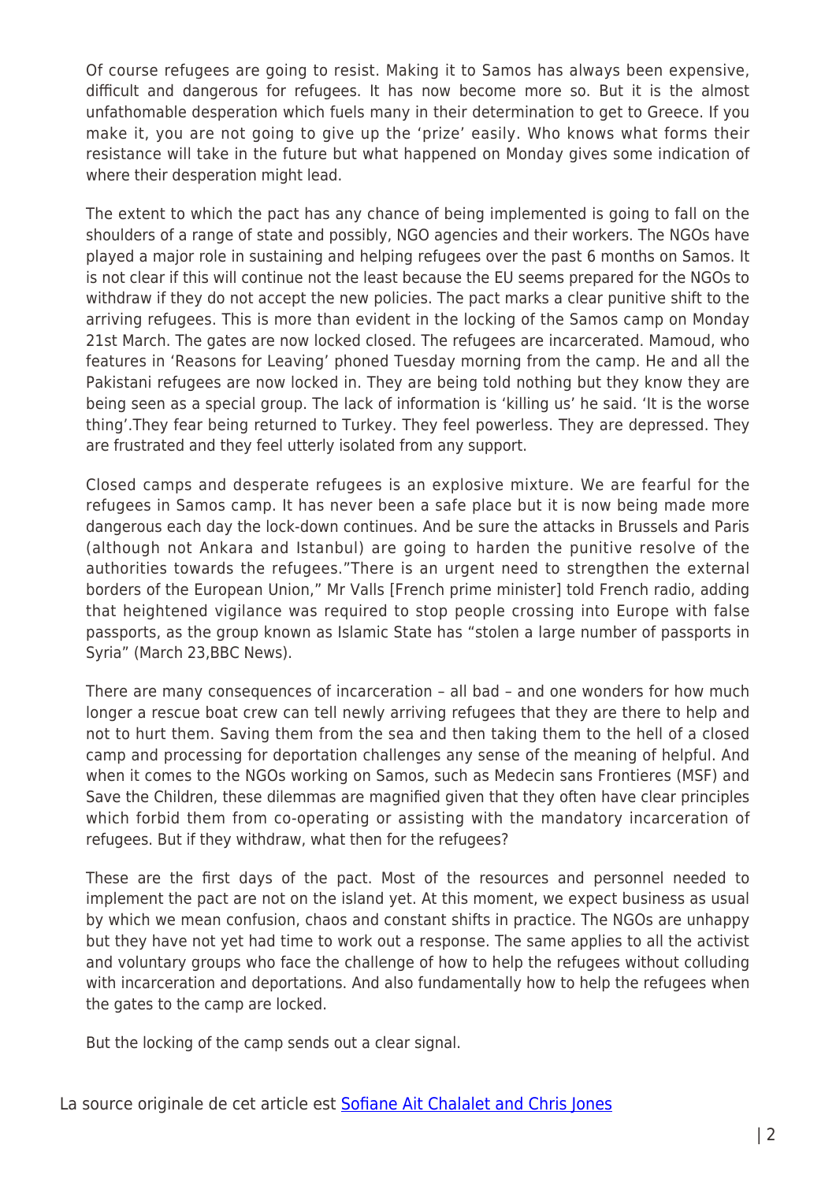Of course refugees are going to resist. Making it to Samos has always been expensive, difficult and dangerous for refugees. It has now become more so. But it is the almost unfathomable desperation which fuels many in their determination to get to Greece. If you make it, you are not going to give up the 'prize' easily. Who knows what forms their resistance will take in the future but what happened on Monday gives some indication of where their desperation might lead.

The extent to which the pact has any chance of being implemented is going to fall on the shoulders of a range of state and possibly, NGO agencies and their workers. The NGOs have played a major role in sustaining and helping refugees over the past 6 months on Samos. It is not clear if this will continue not the least because the EU seems prepared for the NGOs to withdraw if they do not accept the new policies. The pact marks a clear punitive shift to the arriving refugees. This is more than evident in the locking of the Samos camp on Monday 21st March. The gates are now locked closed. The refugees are incarcerated. Mamoud, who features in 'Reasons for Leaving' phoned Tuesday morning from the camp. He and all the Pakistani refugees are now locked in. They are being told nothing but they know they are being seen as a special group. The lack of information is 'killing us' he said. 'It is the worse thing'.They fear being returned to Turkey. They feel powerless. They are depressed. They are frustrated and they feel utterly isolated from any support.

Closed camps and desperate refugees is an explosive mixture. We are fearful for the refugees in Samos camp. It has never been a safe place but it is now being made more dangerous each day the lock-down continues. And be sure the attacks in Brussels and Paris (although not Ankara and Istanbul) are going to harden the punitive resolve of the authorities towards the refugees."There is an urgent need to strengthen the external borders of the European Union," Mr Valls [French prime minister] told French radio, adding that heightened vigilance was required to stop people crossing into Europe with false passports, as the group known as Islamic State has "stolen a large number of passports in Syria" (March 23,BBC News).

There are many consequences of incarceration – all bad – and one wonders for how much longer a rescue boat crew can tell newly arriving refugees that they are there to help and not to hurt them. Saving them from the sea and then taking them to the hell of a closed camp and processing for deportation challenges any sense of the meaning of helpful. And when it comes to the NGOs working on Samos, such as Medecin sans Frontieres (MSF) and Save the Children, these dilemmas are magnified given that they often have clear principles which forbid them from co-operating or assisting with the mandatory incarceration of refugees. But if they withdraw, what then for the refugees?

These are the first days of the pact. Most of the resources and personnel needed to implement the pact are not on the island yet. At this moment, we expect business as usual by which we mean confusion, chaos and constant shifts in practice. The NGOs are unhappy but they have not yet had time to work out a response. The same applies to all the activist and voluntary groups who face the challenge of how to help the refugees without colluding with incarceration and deportations. And also fundamentally how to help the refugees when the gates to the camp are locked.

But the locking of the camp sends out a clear signal.

La source originale de cet article est [Sofiane Ait Chalalet and Chris Jones]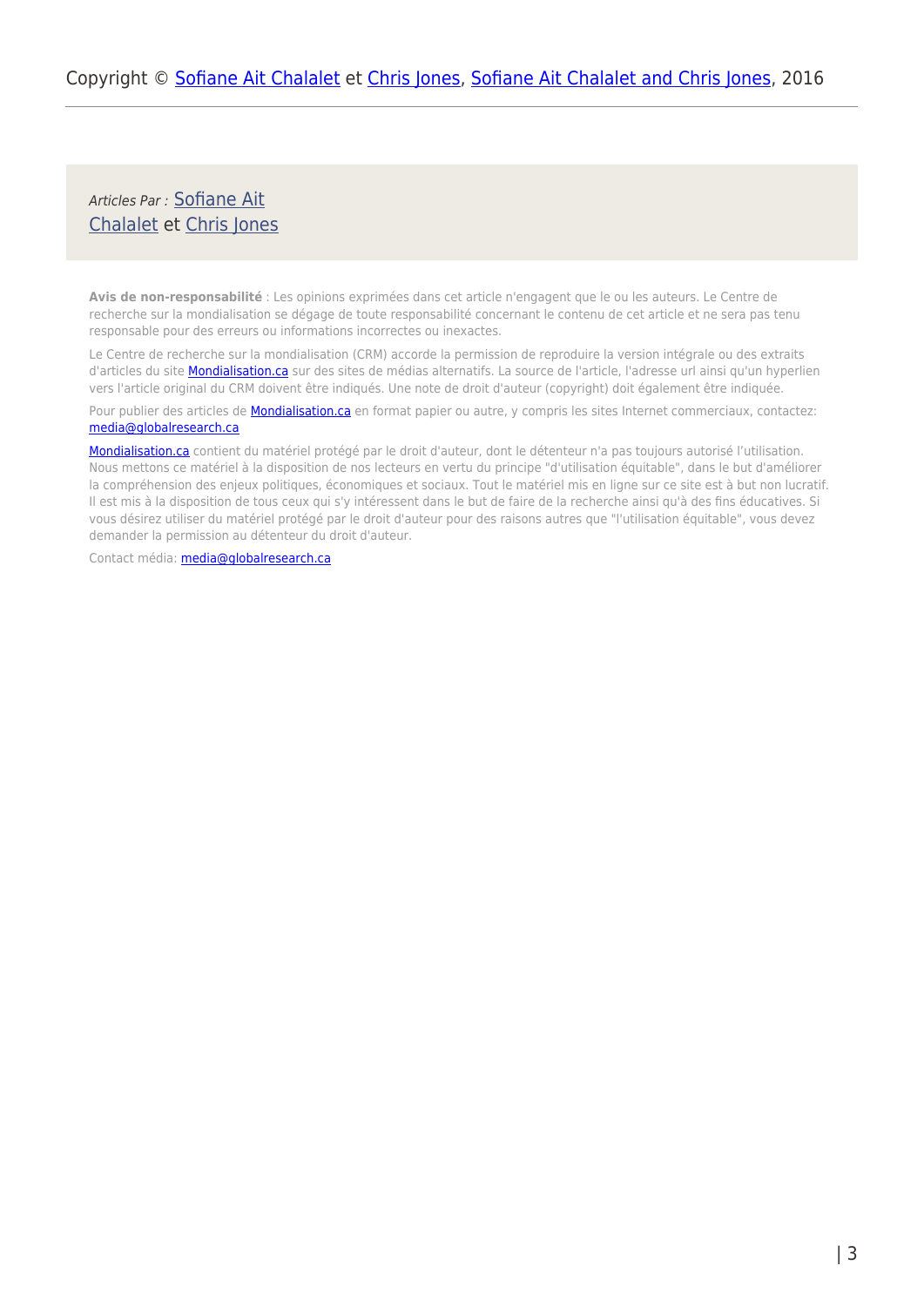Copyright © Sofiane Ait Chalalet et Chris Jones, Sofiane Ait Chalalet and Chris Jones, 2016

*Articles Par :* Sofiane Ait Chalalet et Chris Jones

**Avis de non-responsabilité** : Les opinions exprimées dans cet article n'engagent que le ou les auteurs. Le Centre de recherche sur la mondialisation se dégage de toute responsabilité concernant le contenu de cet article et ne sera pas tenu responsable pour des erreurs ou informations incorrectes ou inexactes.

Le Centre de recherche sur la mondialisation (CRM) accorde la permission de reproduire la version intégrale ou des extraits d'articles du site Mondialisation.ca sur des sites de médias alternatifs. La source de l'article, l'adresse url ainsi qu'un hyperlien vers l'article original du CRM doivent être indiqués. Une note de droit d'auteur (copyright) doit également être indiquée.

Pour publier des articles de Mondialisation.ca en format papier ou autre, y compris les sites Internet commerciaux, contactez: media@globalresearch.ca

Mondialisation.ca contient du matériel protégé par le droit d'auteur, dont le détenteur n'a pas toujours autorisé l'utilisation. Nous mettons ce matériel à la disposition de nos lecteurs en vertu du principe "d'utilisation équitable", dans le but d'améliorer la compréhension des enjeux politiques, économiques et sociaux. Tout le matériel mis en ligne sur ce site est à but non lucratif. Il est mis à la disposition de tous ceux qui s'y intéressent dans le but de faire de la recherche ainsi qu'à des fins éducatives. Si vous désirez utiliser du matériel protégé par le droit d'auteur pour des raisons autres que "l'utilisation équitable", vous devez demander la permission au détenteur du droit d'auteur.

Contact média: media@globalresearch.ca